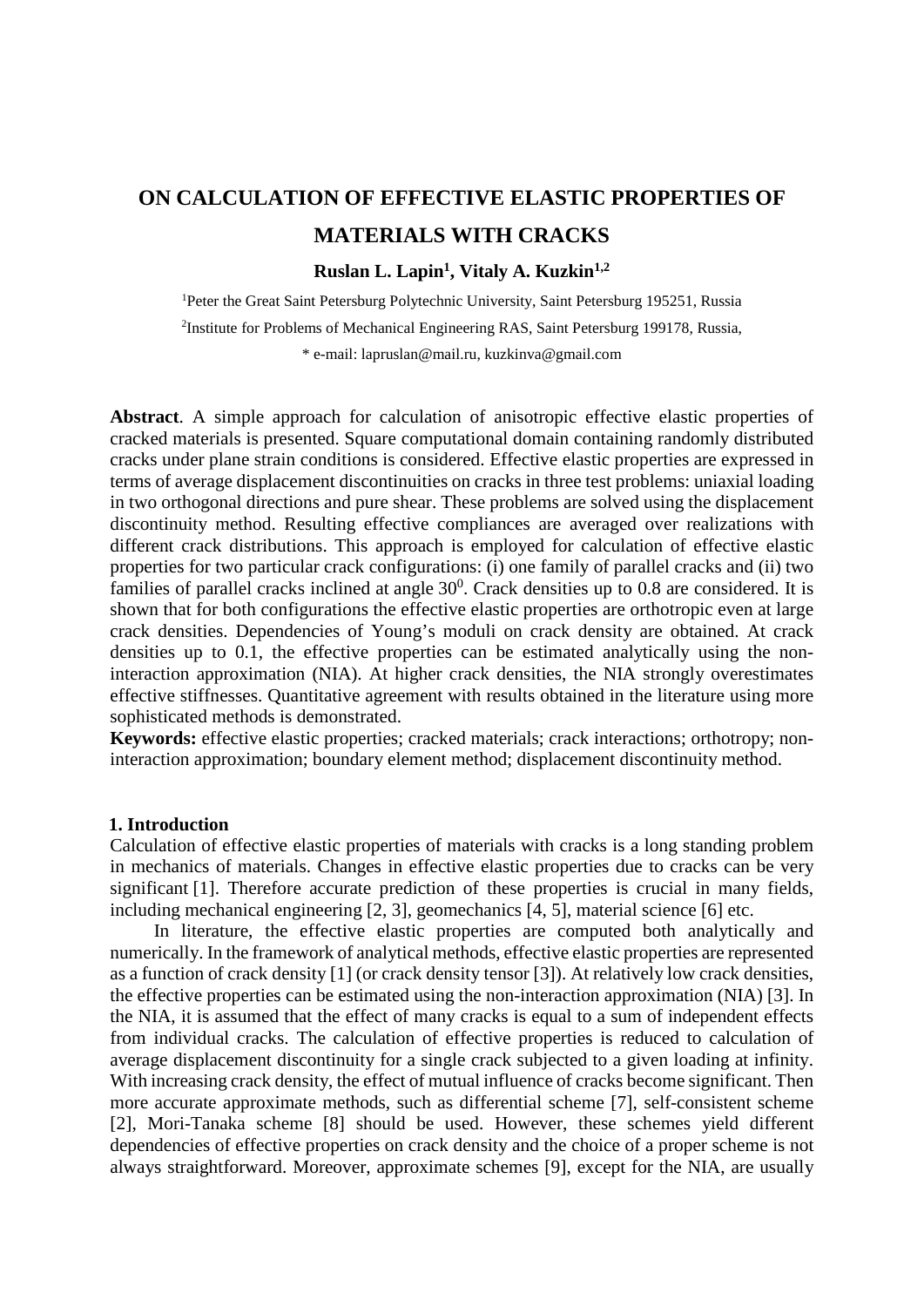# ON CALCULATION OF EFFECTIVE ELASTIC PROPERTIES OF MATERIALS WITH CRACKS

**Ruslan L. Lapin[1], Vitaly A. Kuzkin[1,2]**

[1]Peter the Great Saint Petersburg Polytechnic University, Saint Petersburg 195251, Russia

[2]Institute for Problems of Mechanical Engineering RAS, Saint Petersburg 199178, Russia,

* e-mail: lapruslan@mail.ru, kuzkinva@gmail.com

**Abstract**. A simple approach for calculation of anisotropic effective elastic properties of cracked materials is presented. Square computational domain containing randomly distributed cracks under plane strain conditions is considered. Effective elastic properties are expressed in terms of average displacement discontinuities on cracks in three test problems: uniaxial loading in two orthogonal directions and pure shear. These problems are solved using the displacement discontinuity method. Resulting effective compliances are averaged over realizations with different crack distributions. This approach is employed for calculation of effective elastic properties for two particular crack configurations: (i) one family of parallel cracks and (ii) two families of parallel cracks inclined at angle $30^0$. Crack densities up to 0.8 are considered. It is shown that for both configurations the effective elastic properties are orthotropic even at large crack densities. Dependencies of Young's moduli on crack density are obtained. At crack densities up to 0.1, the effective properties can be estimated analytically using the non-interaction approximation (NIA). At higher crack densities, the NIA strongly overestimates effective stiffnesses. Quantitative agreement with results obtained in the literature using more sophisticated methods is demonstrated.

**Keywords:** effective elastic properties; cracked materials; crack interactions; orthotropy; non-interaction approximation; boundary element method; displacement discontinuity method.

## 1. Introduction

Calculation of effective elastic properties of materials with cracks is a long standing problem in mechanics of materials. Changes in effective elastic properties due to cracks can be very significant [1]. Therefore accurate prediction of these properties is crucial in many fields, including mechanical engineering [2, 3], geomechanics [4, 5], material science [6] etc.

In literature, the effective elastic properties are computed both analytically and numerically. In the framework of analytical methods, effective elastic properties are represented as a function of crack density [1] (or crack density tensor [3]). At relatively low crack densities, the effective properties can be estimated using the non-interaction approximation (NIA) [3]. In the NIA, it is assumed that the effect of many cracks is equal to a sum of independent effects from individual cracks. The calculation of effective properties is reduced to calculation of average displacement discontinuity for a single crack subjected to a given loading at infinity. With increasing crack density, the effect of mutual influence of cracks become significant. Then more accurate approximate methods, such as differential scheme [7], self-consistent scheme [2], Mori-Tanaka scheme [8] should be used. However, these schemes yield different dependencies of effective properties on crack density and the choice of a proper scheme is not always straightforward. Moreover, approximate schemes [9], except for the NIA, are usually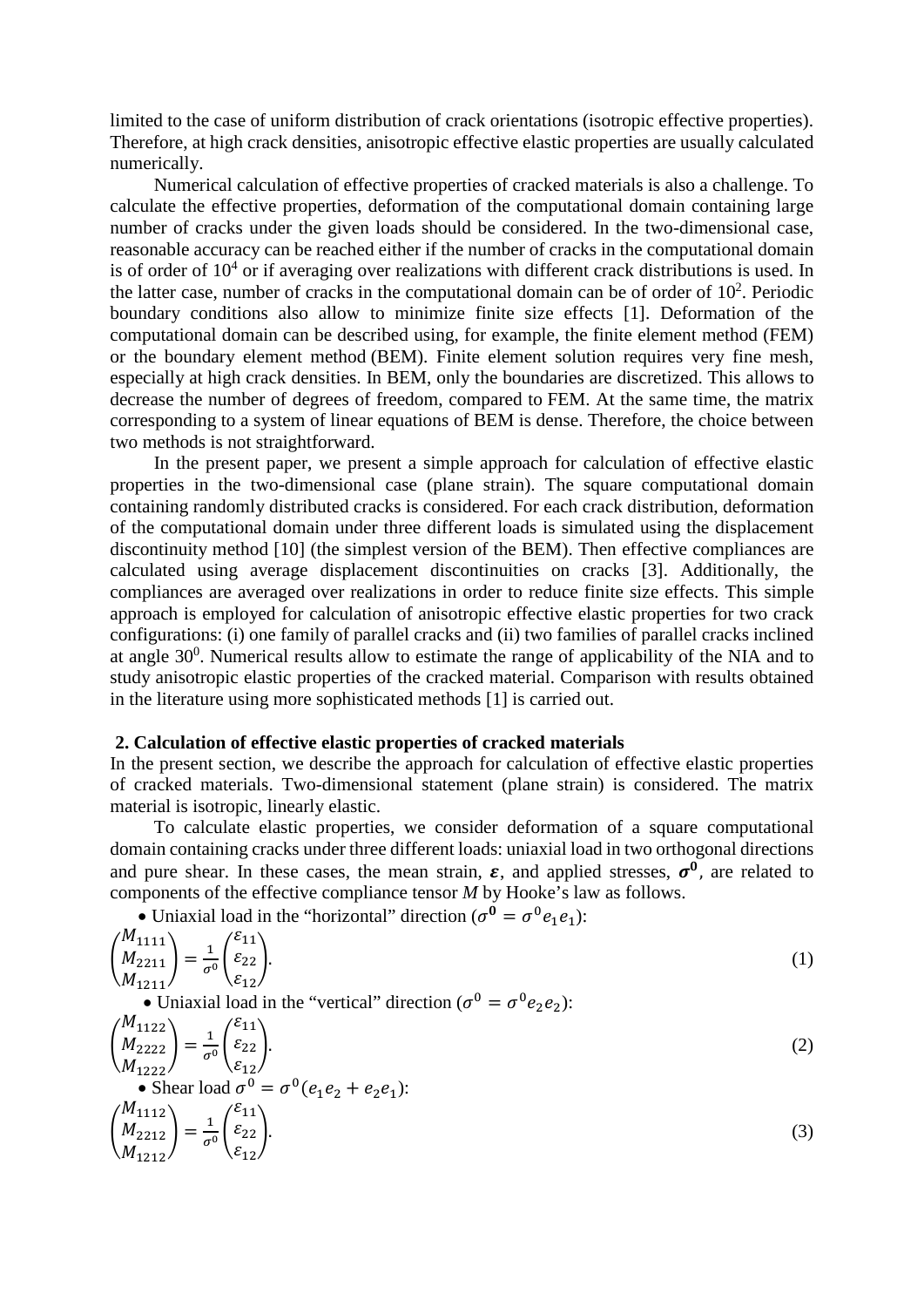limited to the case of uniform distribution of crack orientations (isotropic effective properties). Therefore, at high crack densities, anisotropic effective elastic properties are usually calculated numerically.

Numerical calculation of effective properties of cracked materials is also a challenge. To calculate the effective properties, deformation of the computational domain containing large number of cracks under the given loads should be considered. In the two-dimensional case, reasonable accuracy can be reached either if the number of cracks in the computational domain is of order of $10^4$ or if averaging over realizations with different crack distributions is used. In the latter case, number of cracks in the computational domain can be of order of $10^2$. Periodic boundary conditions also allow to minimize finite size effects [1]. Deformation of the computational domain can be described using, for example, the finite element method (FEM) or the boundary element method (BEM). Finite element solution requires very fine mesh, especially at high crack densities. In BEM, only the boundaries are discretized. This allows to decrease the number of degrees of freedom, compared to FEM. At the same time, the matrix corresponding to a system of linear equations of BEM is dense. Therefore, the choice between two methods is not straightforward.

In the present paper, we present a simple approach for calculation of effective elastic properties in the two-dimensional case (plane strain). The square computational domain containing randomly distributed cracks is considered. For each crack distribution, deformation of the computational domain under three different loads is simulated using the displacement discontinuity method [10] (the simplest version of the BEM). Then effective compliances are calculated using average displacement discontinuities on cracks [3]. Additionally, the compliances are averaged over realizations in order to reduce finite size effects. This simple approach is employed for calculation of anisotropic effective elastic properties for two crack configurations: (i) one family of parallel cracks and (ii) two families of parallel cracks inclined at angle $30^0$. Numerical results allow to estimate the range of applicability of the NIA and to study anisotropic elastic properties of the cracked material. Comparison with results obtained in the literature using more sophisticated methods [1] is carried out.

## 2. Calculation of effective elastic properties of cracked materials

In the present section, we describe the approach for calculation of effective elastic properties of cracked materials. Two-dimensional statement (plane strain) is considered. The matrix material is isotropic, linearly elastic.

To calculate elastic properties, we consider deformation of a square computational domain containing cracks under three different loads: uniaxial load in two orthogonal directions and pure shear. In these cases, the mean strain, $\boldsymbol{\varepsilon}$, and applied stresses, $\boldsymbol{\sigma^0}$, are related to components of the effective compliance tensor *M* by Hooke's law as follows.

- Uniaxial load in the "horizontal" direction ($\boldsymbol{\sigma^0} = \sigma^0 e_1 e_1$):

$$\begin{pmatrix} M_{1111} \\ M_{2211} \\ M_{1211} \end{pmatrix} = \frac{1}{\sigma^0} \begin{pmatrix} \varepsilon_{11} \\ \varepsilon_{22} \\ \varepsilon_{12} \end{pmatrix}. \quad (1)$$

- Uniaxial load in the "vertical" direction ($\sigma^0 = \sigma^0 e_2 e_2$):

$$\begin{pmatrix} M_{1122} \\ M_{2222} \\ M_{1222} \end{pmatrix} = \frac{1}{\sigma^0} \begin{pmatrix} \varepsilon_{11} \\ \varepsilon_{22} \\ \varepsilon_{12} \end{pmatrix}. \quad (2)$$

- Shear load $\sigma^0 = \sigma^0 (e_1 e_2 + e_2 e_1)$:

$$\begin{pmatrix} M_{1112} \\ M_{2212} \\ M_{1212} \end{pmatrix} = \frac{1}{\sigma^0} \begin{pmatrix} \varepsilon_{11} \\ \varepsilon_{22} \\ \varepsilon_{12} \end{pmatrix}. \quad (3)$$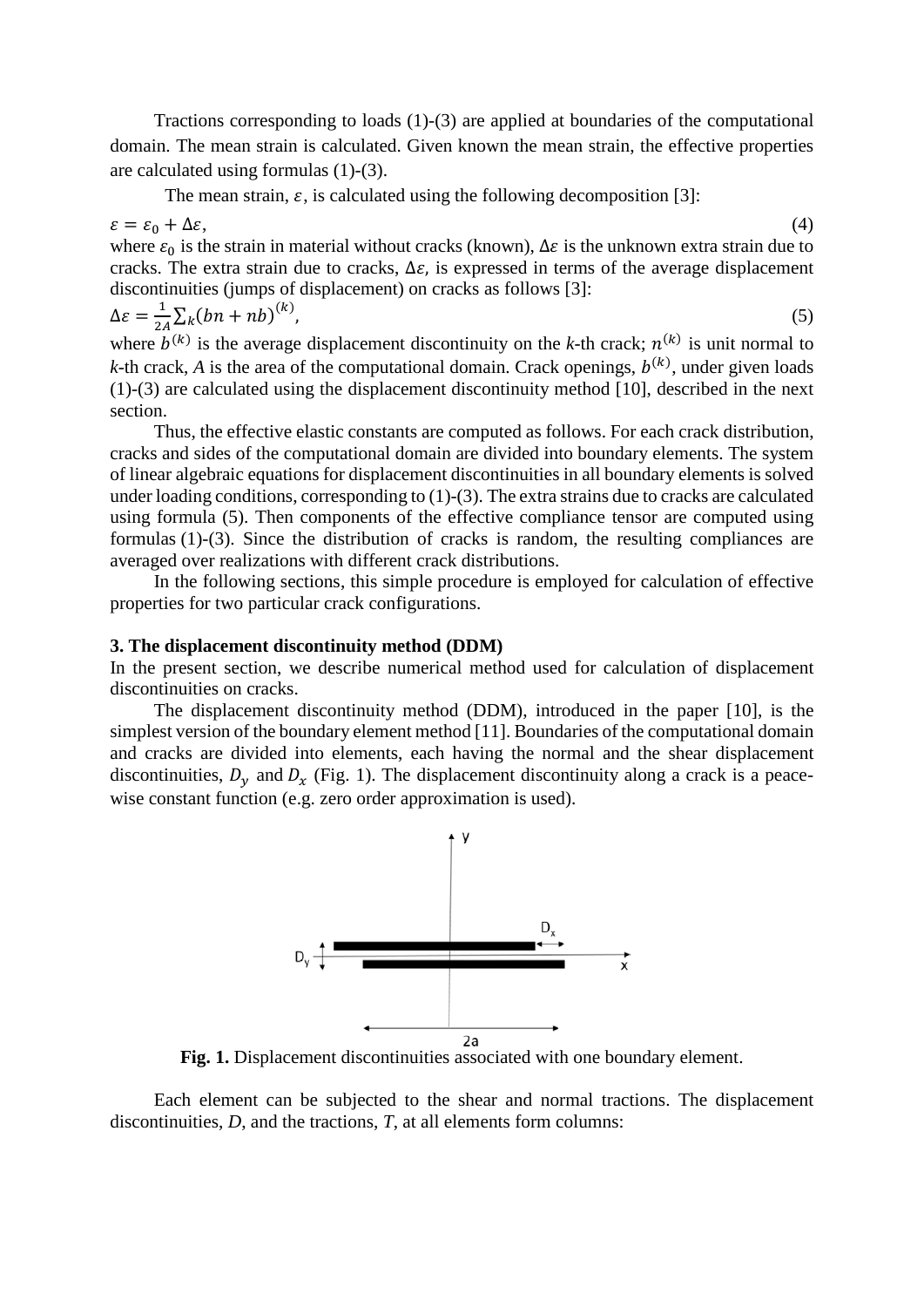Tractions corresponding to loads (1)-(3) are applied at boundaries of the computational domain. The mean strain is calculated. Given known the mean strain, the effective properties are calculated using formulas (1)-(3).

The mean strain, $\varepsilon$, is calculated using the following decomposition [3]:

$$\varepsilon = \varepsilon_0 + \Delta\varepsilon, \tag{4}$$

where $\varepsilon_0$ is the strain in material without cracks (known), $\Delta\varepsilon$ is the unknown extra strain due to cracks. The extra strain due to cracks, $\Delta\varepsilon$, is expressed in terms of the average displacement discontinuities (jumps of displacement) on cracks as follows [3]:

$$\Delta\varepsilon = \frac{1}{2A}\sum_k (bn + nb)^{(k)}, \tag{5}$$

where $b^{(k)}$ is the average displacement discontinuity on the *k*-th crack; $n^{(k)}$ is unit normal to *k*-th crack, *A* is the area of the computational domain. Crack openings, $b^{(k)}$, under given loads (1)-(3) are calculated using the displacement discontinuity method [10], described in the next section.

Thus, the effective elastic constants are computed as follows. For each crack distribution, cracks and sides of the computational domain are divided into boundary elements. The system of linear algebraic equations for displacement discontinuities in all boundary elements is solved under loading conditions, corresponding to (1)-(3). The extra strains due to cracks are calculated using formula (5). Then components of the effective compliance tensor are computed using formulas (1)-(3). Since the distribution of cracks is random, the resulting compliances are averaged over realizations with different crack distributions.

In the following sections, this simple procedure is employed for calculation of effective properties for two particular crack configurations.

## 3. The displacement discontinuity method (DDM)

In the present section, we describe numerical method used for calculation of displacement discontinuities on cracks.

The displacement discontinuity method (DDM), introduced in the paper [10], is the simplest version of the boundary element method [11]. Boundaries of the computational domain and cracks are divided into elements, each having the normal and the shear displacement discontinuities, $D_y$ and $D_x$ (Fig. 1). The displacement discontinuity along a crack is a peace-wise constant function (e.g. zero order approximation is used).

**Fig. 1.** Displacement discontinuities associated with one boundary element.

Each element can be subjected to the shear and normal tractions. The displacement discontinuities, *D*, and the tractions, *T*, at all elements form columns: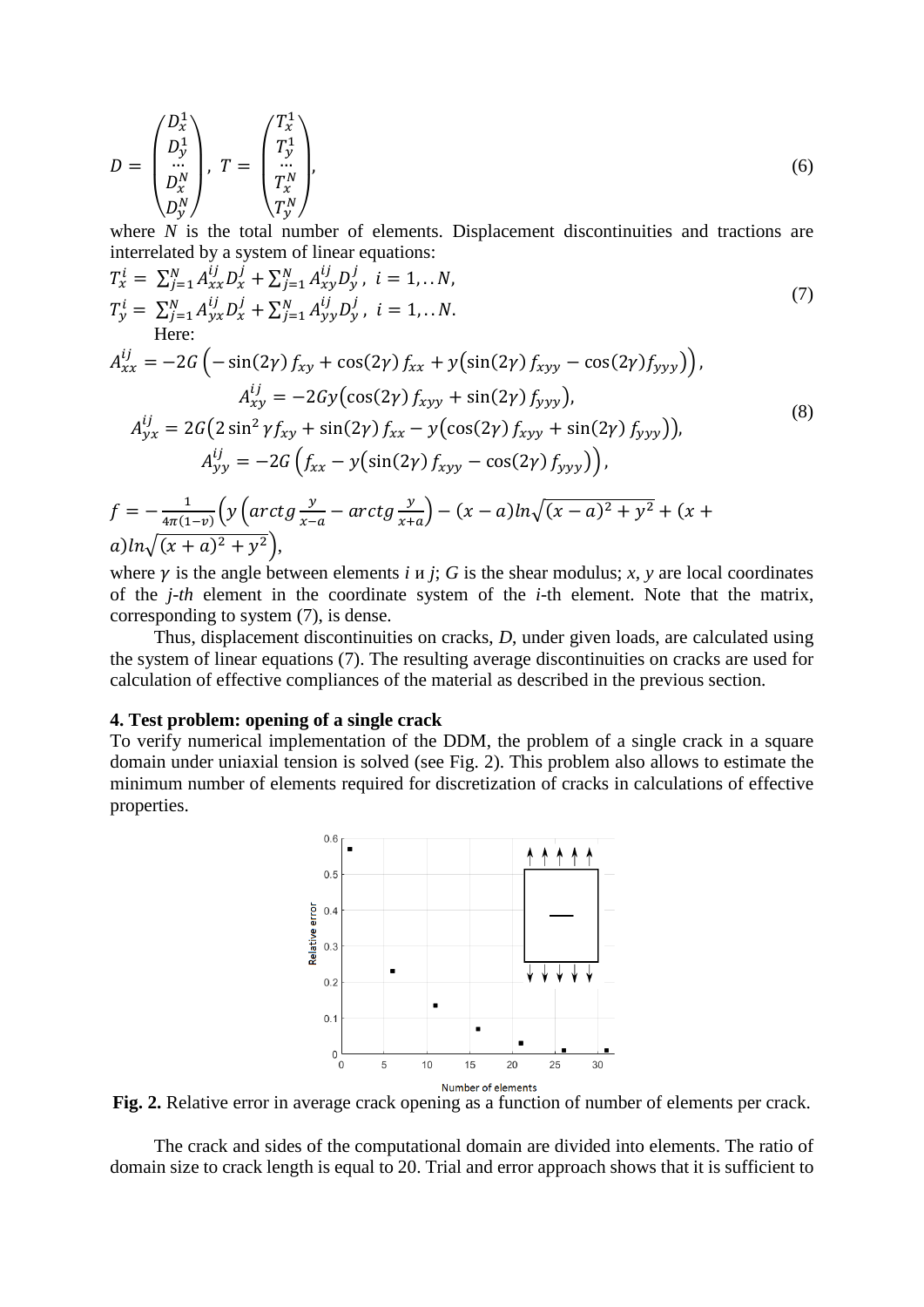$$D = \begin{pmatrix} D_x^1 \\ D_y^1 \\ \dots \\ D_x^N \\ D_y^N \end{pmatrix}, \; T = \begin{pmatrix} T_x^1 \\ T_y^1 \\ \dots \\ T_x^N \\ T_y^N \end{pmatrix}, \tag{6}$$

where $N$ is the total number of elements. Displacement discontinuities and tractions are interrelated by a system of linear equations:

$$\begin{aligned} T_x^i &= \textstyle\sum_{j=1}^{N} A_{xx}^{ij} D_x^j + \sum_{j=1}^{N} A_{xy}^{ij} D_y^j, \; i = 1, .. N, \\ T_y^i &= \textstyle\sum_{j=1}^{N} A_{yx}^{ij} D_x^j + \sum_{j=1}^{N} A_{yy}^{ij} D_y^j, \; i = 1, .. N. \end{aligned} \tag{7}$$

Here:

$$\begin{aligned} A_{xx}^{ij} &= -2G\left(-\sin(2\gamma) f_{xy} + \cos(2\gamma) f_{xx} + y\left(\sin(2\gamma) f_{xyy} - \cos(2\gamma) f_{yyy}\right)\right), \\ A_{xy}^{ij} &= -2Gy\left(\cos(2\gamma) f_{xyy} + \sin(2\gamma) f_{yyy}\right), \\ A_{yx}^{ij} &= 2G\left(2\sin^2\gamma f_{xy} + \sin(2\gamma) f_{xx} - y\left(\cos(2\gamma) f_{xyy} + \sin(2\gamma) f_{yyy}\right)\right), \\ A_{yy}^{ij} &= -2G\left(f_{xx} - y\left(\sin(2\gamma) f_{xyy} - \cos(2\gamma) f_{yyy}\right)\right), \end{aligned} \tag{8}$$

$$f = -\frac{1}{4\pi(1-\nu)}\left(y\left(arctg\frac{y}{x-a} - arctg\frac{y}{x+a}\right) - (x-a)ln\sqrt{(x-a)^2 + y^2} + (x+a)ln\sqrt{(x+a)^2 + y^2}\right),$$

where $\gamma$ is the angle between elements *i* и *j*; $G$ is the shear modulus; $x$, $y$ are local coordinates of the *j-th* element in the coordinate system of the *i*-th element. Note that the matrix, corresponding to system (7), is dense.

Thus, displacement discontinuities on cracks, $D$, under given loads, are calculated using the system of linear equations (7). The resulting average discontinuities on cracks are used for calculation of effective compliances of the material as described in the previous section.

## 4. Test problem: opening of a single crack

To verify numerical implementation of the DDM, the problem of a single crack in a square domain under uniaxial tension is solved (see Fig. 2). This problem also allows to estimate the minimum number of elements required for discretization of cracks in calculations of effective properties.

**Fig. 2.** Relative error in average crack opening as a function of number of elements per crack.

The crack and sides of the computational domain are divided into elements. The ratio of domain size to crack length is equal to 20. Trial and error approach shows that it is sufficient to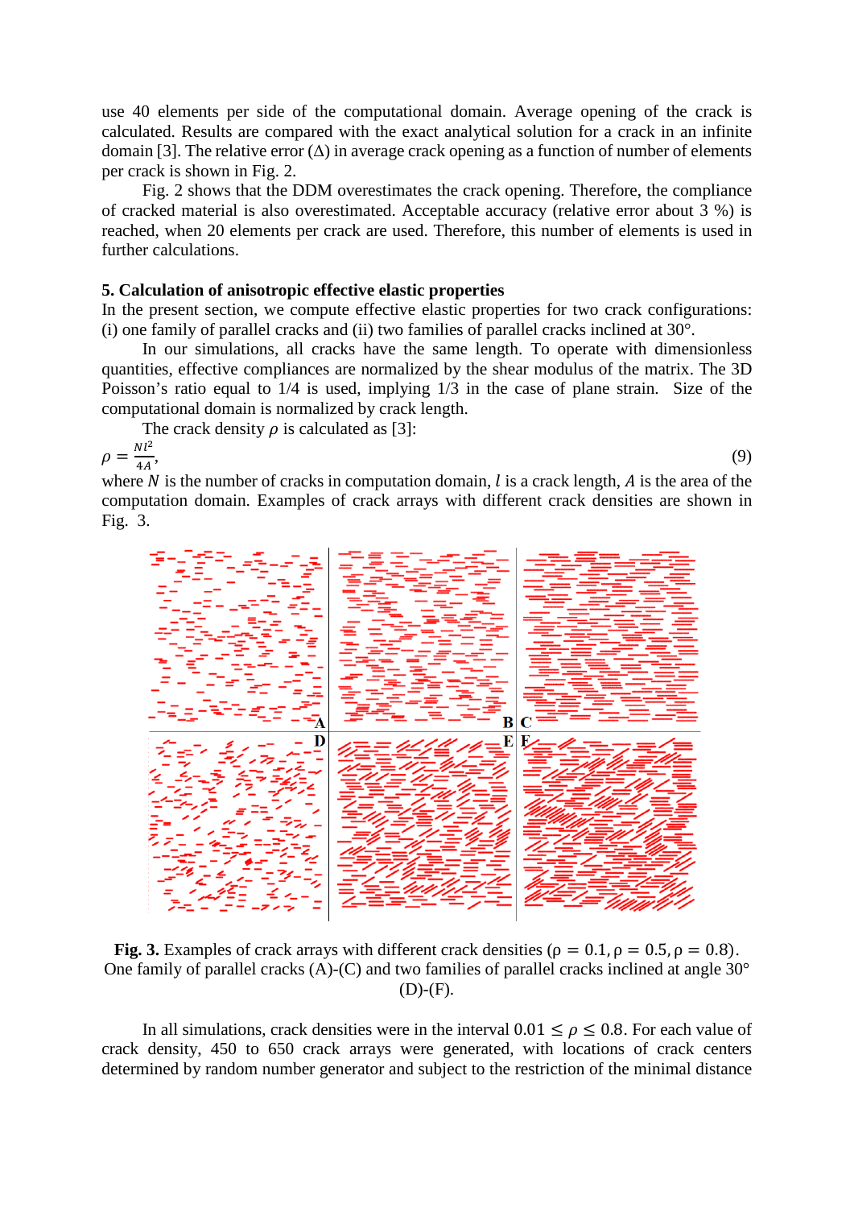use 40 elements per side of the computational domain. Average opening of the crack is calculated. Results are compared with the exact analytical solution for a crack in an infinite domain [3]. The relative error ($\Delta$) in average crack opening as a function of number of elements per crack is shown in Fig. 2.

Fig. 2 shows that the DDM overestimates the crack opening. Therefore, the compliance of cracked material is also overestimated. Acceptable accuracy (relative error about 3 %) is reached, when 20 elements per crack are used. Therefore, this number of elements is used in further calculations.

## 5. Calculation of anisotropic effective elastic properties

In the present section, we compute effective elastic properties for two crack configurations: (i) one family of parallel cracks and (ii) two families of parallel cracks inclined at 30°.

In our simulations, all cracks have the same length. To operate with dimensionless quantities, effective compliances are normalized by the shear modulus of the matrix. The 3D Poisson's ratio equal to 1/4 is used, implying 1/3 in the case of plane strain. Size of the computational domain is normalized by crack length.

The crack density $\rho$ is calculated as [3]:

$$\rho = \frac{Nl^2}{4A}, \tag{9}$$

where $N$ is the number of cracks in computation domain, $l$ is a crack length, $A$ is the area of the computation domain. Examples of crack arrays with different crack densities are shown in Fig. 3.

**Fig. 3.** Examples of crack arrays with different crack densities ($\rho = 0.1, \rho = 0.5, \rho = 0.8$). One family of parallel cracks (A)-(C) and two families of parallel cracks inclined at angle 30° (D)-(F).

In all simulations, crack densities were in the interval $0.01 \leq \rho \leq 0.8$. For each value of crack density, 450 to 650 crack arrays were generated, with locations of crack centers determined by random number generator and subject to the restriction of the minimal distance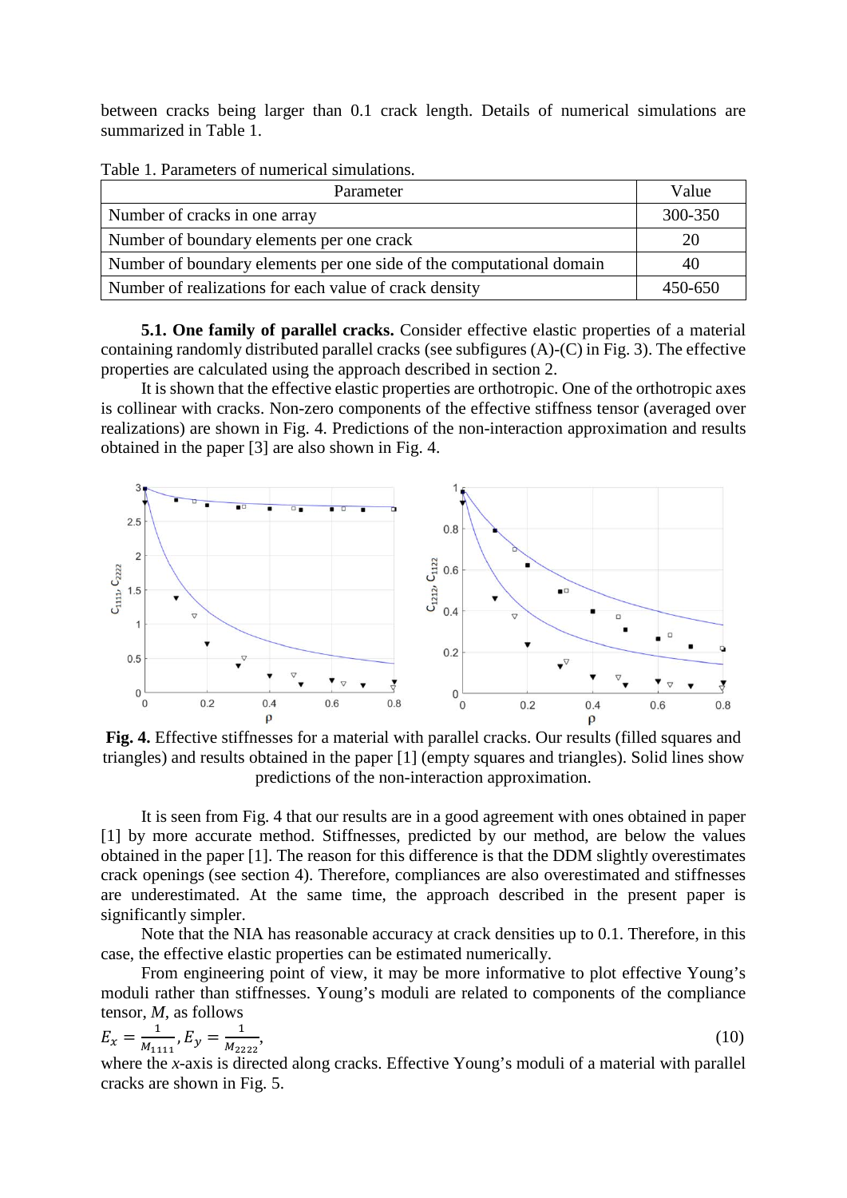between cracks being larger than 0.1 crack length. Details of numerical simulations are summarized in Table 1.

Table 1. Parameters of numerical simulations.

| Parameter | Value |
|---|---|
| Number of cracks in one array | 300-350 |
| Number of boundary elements per one crack | 20 |
| Number of boundary elements per one side of the computational domain | 40 |
| Number of realizations for each value of crack density | 450-650 |

**5.1. One family of parallel cracks.** Consider effective elastic properties of a material containing randomly distributed parallel cracks (see subfigures (A)-(C) in Fig. 3). The effective properties are calculated using the approach described in section 2.

It is shown that the effective elastic properties are orthotropic. One of the orthotropic axes is collinear with cracks. Non-zero components of the effective stiffness tensor (averaged over realizations) are shown in Fig. 4. Predictions of the non-interaction approximation and results obtained in the paper [3] are also shown in Fig. 4.

**Fig. 4.** Effective stiffnesses for a material with parallel cracks. Our results (filled squares and triangles) and results obtained in the paper [1] (empty squares and triangles). Solid lines show predictions of the non-interaction approximation.

It is seen from Fig. 4 that our results are in a good agreement with ones obtained in paper [1] by more accurate method. Stiffnesses, predicted by our method, are below the values obtained in the paper [1]. The reason for this difference is that the DDM slightly overestimates crack openings (see section 4). Therefore, compliances are also overestimated and stiffnesses are underestimated. At the same time, the approach described in the present paper is significantly simpler.

Note that the NIA has reasonable accuracy at crack densities up to 0.1. Therefore, in this case, the effective elastic properties can be estimated numerically.

From engineering point of view, it may be more informative to plot effective Young's moduli rather than stiffnesses. Young's moduli are related to components of the compliance tensor, $M$, as follows

$$E_x = \frac{1}{M_{1111}}, E_y = \frac{1}{M_{2222}}, \tag{10}$$

where the $x$-axis is directed along cracks. Effective Young's moduli of a material with parallel cracks are shown in Fig. 5.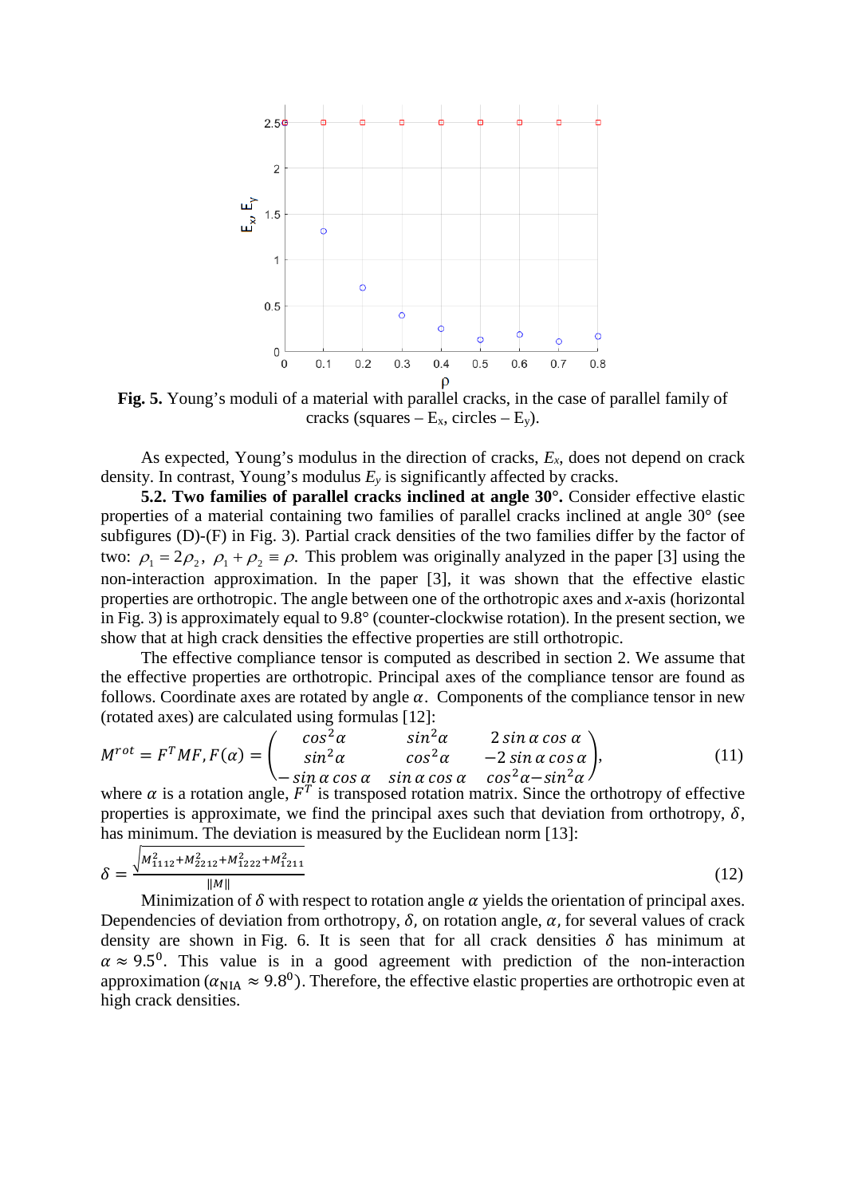**Fig. 5.** Young's moduli of a material with parallel cracks, in the case of parallel family of cracks (squares – $E_x$, circles – $E_y$).

As expected, Young's modulus in the direction of cracks, $E_x$, does not depend on crack density. In contrast, Young's modulus $E_y$ is significantly affected by cracks.

**5.2. Two families of parallel cracks inclined at angle 30°.** Consider effective elastic properties of a material containing two families of parallel cracks inclined at angle 30° (see subfigures (D)-(F) in Fig. 3). Partial crack densities of the two families differ by the factor of two: $\rho_1 = 2\rho_2$, $\rho_1 + \rho_2 \equiv \rho$. This problem was originally analyzed in the paper [3] using the non-interaction approximation. In the paper [3], it was shown that the effective elastic properties are orthotropic. The angle between one of the orthotropic axes and *x*-axis (horizontal in Fig. 3) is approximately equal to 9.8° (counter-clockwise rotation). In the present section, we show that at high crack densities the effective properties are still orthotropic.

The effective compliance tensor is computed as described in section 2. We assume that the effective properties are orthotropic. Principal axes of the compliance tensor are found as follows. Coordinate axes are rotated by angle $\alpha$. Components of the compliance tensor in new (rotated axes) are calculated using formulas [12]:

$$M^{rot} = F^T M F, F(\alpha) = \begin{pmatrix} \cos^2\alpha & \sin^2\alpha & 2\sin\alpha\cos\alpha \\ \sin^2\alpha & \cos^2\alpha & -2\sin\alpha\cos\alpha \\ -\sin\alpha\cos\alpha & \sin\alpha\cos\alpha & \cos^2\alpha - \sin^2\alpha \end{pmatrix}, \tag{11}$$

where $\alpha$ is a rotation angle, $F^T$ is transposed rotation matrix. Since the orthotropy of effective properties is approximate, we find the principal axes such that deviation from orthotropy, $\delta$, has minimum. The deviation is measured by the Euclidean norm [13]:

$$\delta = \frac{\sqrt{M_{1112}^2 + M_{2212}^2 + M_{1222}^2 + M_{1211}^2}}{\|M\|} \tag{12}$$

Minimization of $\delta$ with respect to rotation angle $\alpha$ yields the orientation of principal axes. Dependencies of deviation from orthotropy, $\delta$, on rotation angle, $\alpha$, for several values of crack density are shown in Fig. 6. It is seen that for all crack densities $\delta$ has minimum at $\alpha \approx 9.5^0$. This value is in a good agreement with prediction of the non-interaction approximation ($\alpha_{\text{NIA}} \approx 9.8^0$). Therefore, the effective elastic properties are orthotropic even at high crack densities.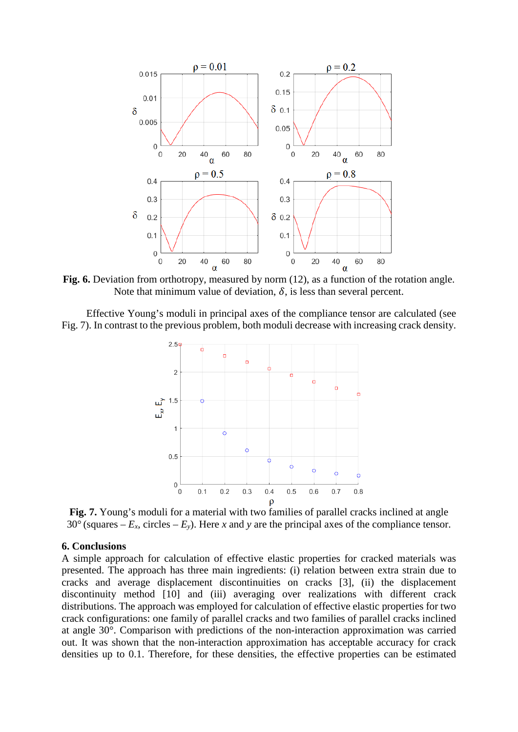**Fig. 6.** Deviation from orthotropy, measured by norm (12), as a function of the rotation angle. Note that minimum value of deviation, $\delta$, is less than several percent.

Effective Young's moduli in principal axes of the compliance tensor are calculated (see Fig. 7). In contrast to the previous problem, both moduli decrease with increasing crack density.

**Fig. 7.** Young's moduli for a material with two families of parallel cracks inclined at angle 30° (squares – $E_x$, circles – $E_y$). Here $x$ and $y$ are the principal axes of the compliance tensor.

## 6. Conclusions

A simple approach for calculation of effective elastic properties for cracked materials was presented. The approach has three main ingredients: (i) relation between extra strain due to cracks and average displacement discontinuities on cracks [3], (ii) the displacement discontinuity method [10] and (iii) averaging over realizations with different crack distributions. The approach was employed for calculation of effective elastic properties for two crack configurations: one family of parallel cracks and two families of parallel cracks inclined at angle 30°. Comparison with predictions of the non-interaction approximation was carried out. It was shown that the non-interaction approximation has acceptable accuracy for crack densities up to 0.1. Therefore, for these densities, the effective properties can be estimated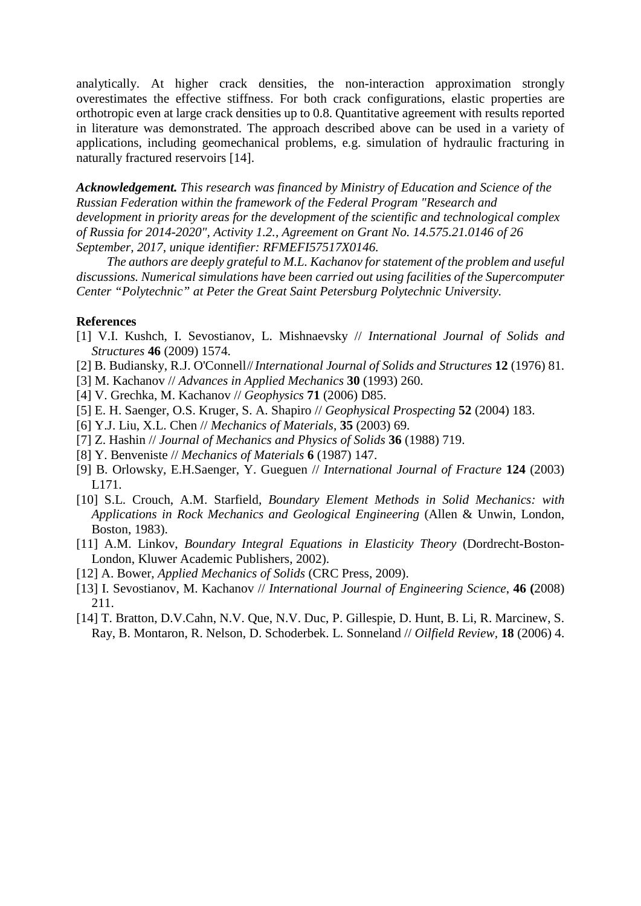analytically. At higher crack densities, the non-interaction approximation strongly overestimates the effective stiffness. For both crack configurations, elastic properties are orthotropic even at large crack densities up to 0.8. Quantitative agreement with results reported in literature was demonstrated. The approach described above can be used in a variety of applications, including geomechanical problems, e.g. simulation of hydraulic fracturing in naturally fractured reservoirs [14].

***Acknowledgement.*** *This research was financed by Ministry of Education and Science of the Russian Federation within the framework of the Federal Program "Research and development in priority areas for the development of the scientific and technological complex of Russia for 2014-2020", Activity 1.2., Agreement on Grant No. 14.575.21.0146 of 26 September, 2017, unique identifier: RFMEFI57517X0146.*

*The authors are deeply grateful to M.L. Kachanov for statement of the problem and useful discussions. Numerical simulations have been carried out using facilities of the Supercomputer Center "Polytechnic" at Peter the Great Saint Petersburg Polytechnic University.*

**References**

[1] V.I. Kushch, I. Sevostianov, L. Mishnaevsky // *International Journal of Solids and Structures* **46** (2009) 1574.

[2] B. Budiansky, R.J. O'Connell// *International Journal of Solids and Structures* **12** (1976) 81.

[3] M. Kachanov // *Advances in Applied Mechanics* **30** (1993) 260.

[4] V. Grechka, M. Kachanov // *Geophysics* **71** (2006) D85.

[5] E. H. Saenger, O.S. Kruger, S. A. Shapiro // *Geophysical Prospecting* **52** (2004) 183.

[6] Y.J. Liu, X.L. Chen // *Mechanics of Materials*, **35** (2003) 69.

[7] Z. Hashin // *Journal of Mechanics and Physics of Solids* **36** (1988) 719.

[8] Y. Benveniste // *Mechanics of Materials* **6** (1987) 147.

[9] B. Orlowsky, E.H.Saenger, Y. Gueguen // *International Journal of Fracture* **124** (2003) L171.

[10] S.L. Crouch, A.M. Starfield, *Boundary Element Methods in Solid Mechanics: with Applications in Rock Mechanics and Geological Engineering* (Allen & Unwin, London, Boston, 1983).

[11] A.M. Linkov, *Boundary Integral Equations in Elasticity Theory* (Dordrecht-Boston-London, Kluwer Academic Publishers, 2002).

[12] A. Bower, *Applied Mechanics of Solids* (CRC Press, 2009).

[13] I. Sevostianov, M. Kachanov // *International Journal of Engineering Science*, **46 (**2008) 211.

[14] T. Bratton, D.V.Cahn, N.V. Que, N.V. Duc, P. Gillespie, D. Hunt, B. Li, R. Marcinew, S. Ray, B. Montaron, R. Nelson, D. Schoderbek. L. Sonneland // *Oilfield Review*, **18** (2006) 4.